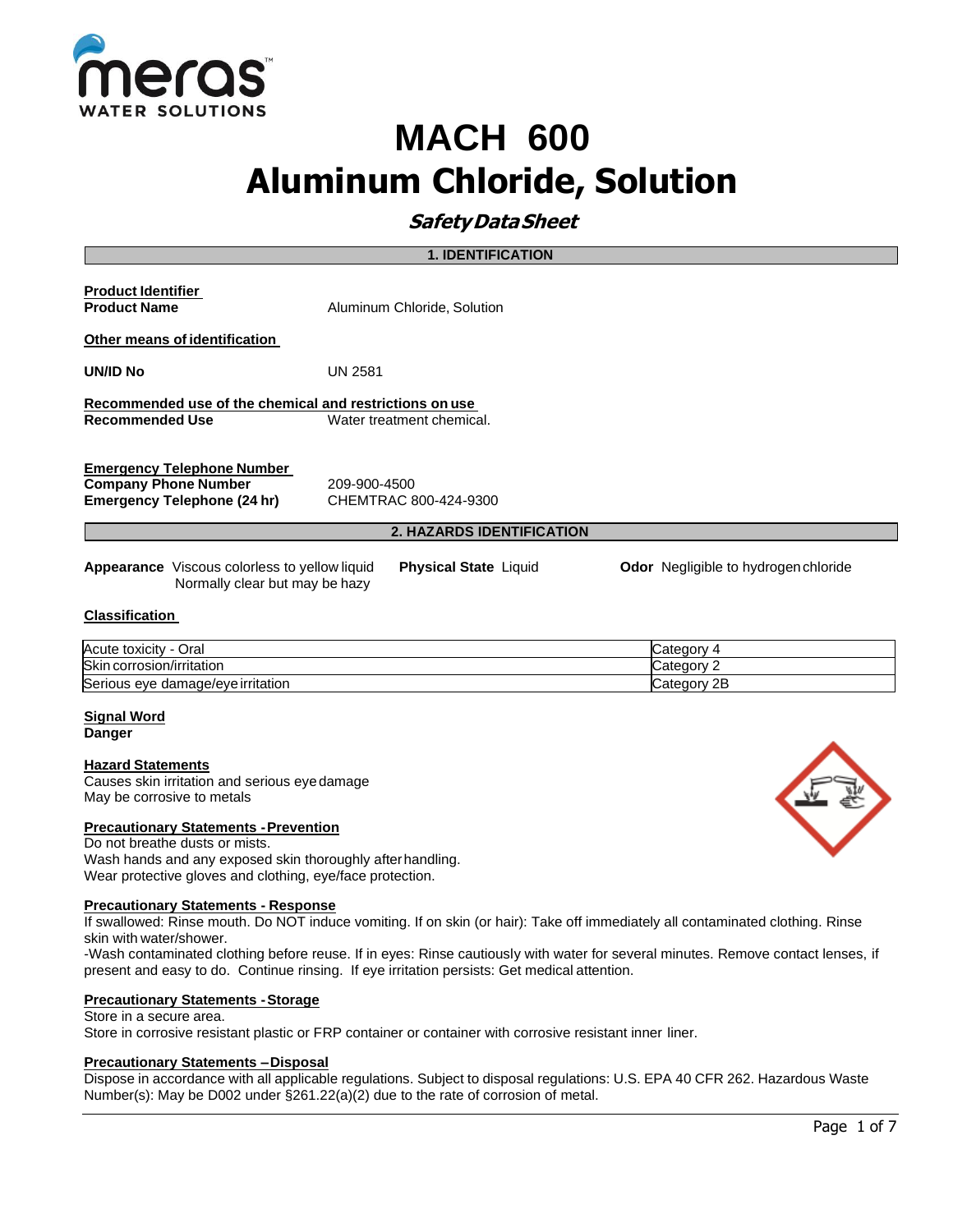# MACH 600
# Aluminum Chloride, Solution

***Safety Data Sheet***

## 1. IDENTIFICATION

**Product Identifier**
**Product Name** Aluminum Chloride, Solution

**Other means of identification**

**UN/ID No** UN 2581

**Recommended use of the chemical and restrictions on use**
**Recommended Use** Water treatment chemical.

**Emergency Telephone Number**
**Company Phone Number** 209-900-4500
**Emergency Telephone (24 hr)** CHEMTRAC 800-424-9300

## 2. HAZARDS IDENTIFICATION

**Appearance** Viscous colorless to yellow liquid
Normally clear but may be hazy

**Physical State** Liquid

**Odor** Negligible to hydrogen chloride

**Classification**

| | |
|---|---|
| Acute toxicity - Oral | Category 4 |
| Skin corrosion/irritation | Category 2 |
| Serious eye damage/eye irritation | Category 2B |

**Signal Word**
**Danger**

**Hazard Statements**
Causes skin irritation and serious eye damage
May be corrosive to metals

**Precautionary Statements - Prevention**
Do not breathe dusts or mists.
Wash hands and any exposed skin thoroughly after handling.
Wear protective gloves and clothing, eye/face protection.

**Precautionary Statements - Response**
If swallowed: Rinse mouth. Do NOT induce vomiting. If on skin (or hair): Take off immediately all contaminated clothing. Rinse skin with water/shower.
-Wash contaminated clothing before reuse. If in eyes: Rinse cautiously with water for several minutes. Remove contact lenses, if present and easy to do. Continue rinsing. If eye irritation persists: Get medical attention.

**Precautionary Statements - Storage**
Store in a secure area.
Store in corrosive resistant plastic or FRP container or container with corrosive resistant inner liner.

**Precautionary Statements – Disposal**
Dispose in accordance with all applicable regulations. Subject to disposal regulations: U.S. EPA 40 CFR 262. Hazardous Waste Number(s): May be D002 under §261.22(a)(2) due to the rate of corrosion of metal.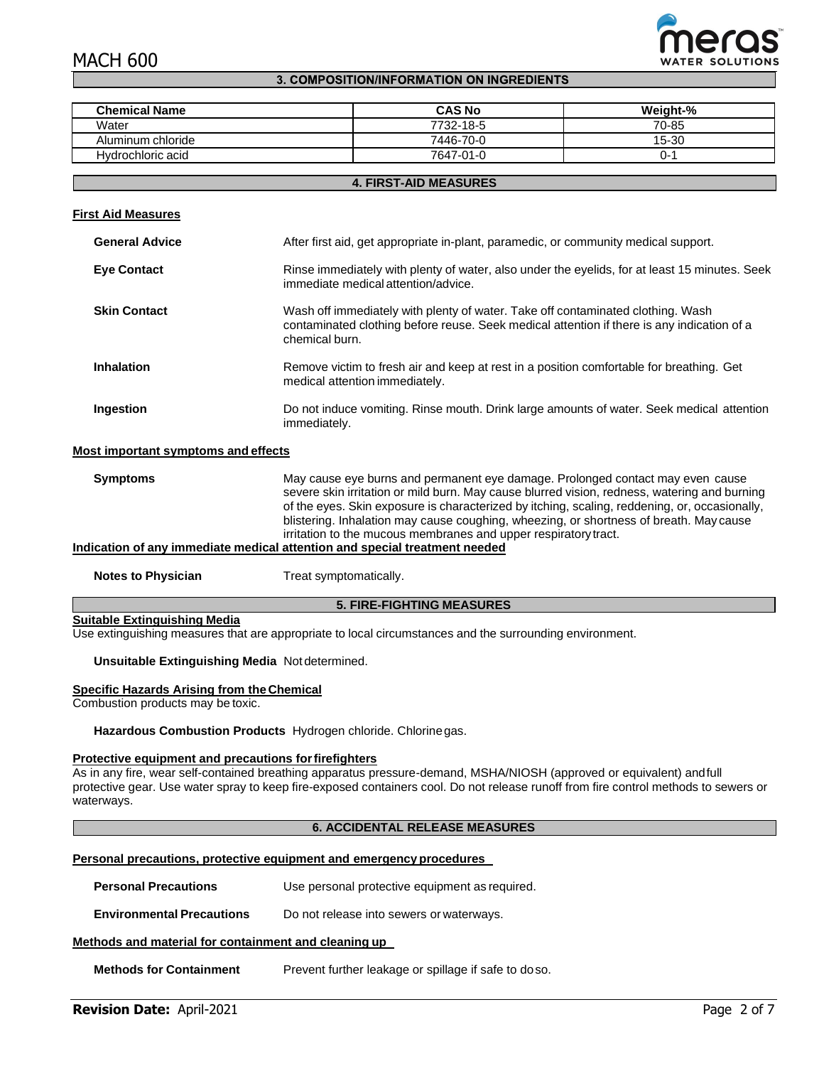## 3. COMPOSITION/INFORMATION ON INGREDIENTS

| Chemical Name | CAS No | Weight-% |
|---|---|---|
| Water | 7732-18-5 | 70-85 |
| Aluminum chloride | 7446-70-0 | 15-30 |
| Hydrochloric acid | 7647-01-0 | 0-1 |

## 4. FIRST-AID MEASURES

### First Aid Measures

**General Advice** After first aid, get appropriate in-plant, paramedic, or community medical support.

**Eye Contact** Rinse immediately with plenty of water, also under the eyelids, for at least 15 minutes. Seek immediate medical attention/advice.

**Skin Contact** Wash off immediately with plenty of water. Take off contaminated clothing. Wash contaminated clothing before reuse. Seek medical attention if there is any indication of a chemical burn.

**Inhalation** Remove victim to fresh air and keep at rest in a position comfortable for breathing. Get medical attention immediately.

**Ingestion** Do not induce vomiting. Rinse mouth. Drink large amounts of water. Seek medical attention immediately.

### Most important symptoms and effects

**Symptoms** May cause eye burns and permanent eye damage. Prolonged contact may even cause severe skin irritation or mild burn. May cause blurred vision, redness, watering and burning of the eyes. Skin exposure is characterized by itching, scaling, reddening, or, occasionally, blistering. Inhalation may cause coughing, wheezing, or shortness of breath. May cause irritation to the mucous membranes and upper respiratory tract.

### Indication of any immediate medical attention and special treatment needed

**Notes to Physician** Treat symptomatically.

## 5. FIRE-FIGHTING MEASURES

### Suitable Extinguishing Media

Use extinguishing measures that are appropriate to local circumstances and the surrounding environment.

**Unsuitable Extinguishing Media** Not determined.

### Specific Hazards Arising from the Chemical

Combustion products may be toxic.

**Hazardous Combustion Products** Hydrogen chloride. Chlorine gas.

### Protective equipment and precautions for firefighters

As in any fire, wear self-contained breathing apparatus pressure-demand, MSHA/NIOSH (approved or equivalent) and full protective gear. Use water spray to keep fire-exposed containers cool. Do not release runoff from fire control methods to sewers or waterways.

## 6. ACCIDENTAL RELEASE MEASURES

### Personal precautions, protective equipment and emergency procedures

**Personal Precautions** Use personal protective equipment as required.

**Environmental Precautions** Do not release into sewers or waterways.

### Methods and material for containment and cleaning up

**Methods for Containment** Prevent further leakage or spillage if safe to do so.

**Revision Date:** April-2021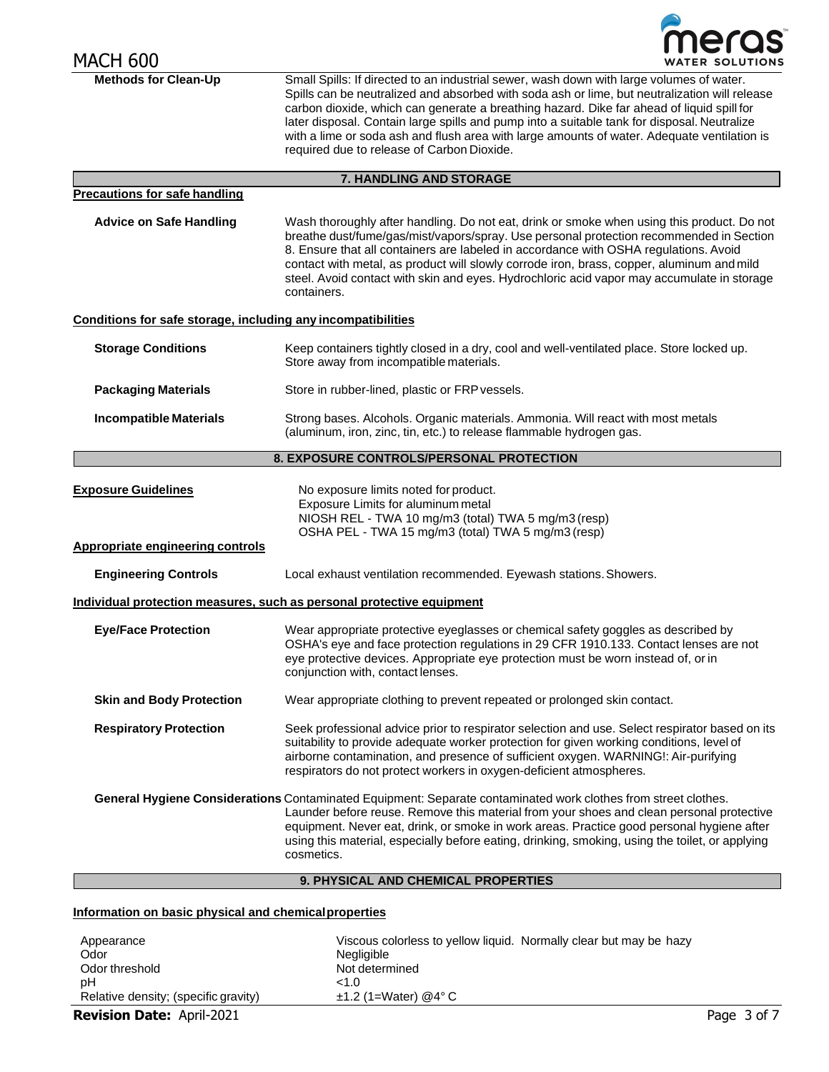**Methods for Clean-Up** — Small Spills: If directed to an industrial sewer, wash down with large volumes of water. Spills can be neutralized and absorbed with soda ash or lime, but neutralization will release carbon dioxide, which can generate a breathing hazard. Dike far ahead of liquid spill for later disposal. Contain large spills and pump into a suitable tank for disposal. Neutralize with a lime or soda ash and flush area with large amounts of water. Adequate ventilation is required due to release of Carbon Dioxide.

## 7. HANDLING AND STORAGE

**Precautions for safe handling**

**Advice on Safe Handling** — Wash thoroughly after handling. Do not eat, drink or smoke when using this product. Do not breathe dust/fume/gas/mist/vapors/spray. Use personal protection recommended in Section 8. Ensure that all containers are labeled in accordance with OSHA regulations. Avoid contact with metal, as product will slowly corrode iron, brass, copper, aluminum and mild steel. Avoid contact with skin and eyes. Hydrochloric acid vapor may accumulate in storage containers.

**Conditions for safe storage, including any incompatibilities**

**Storage Conditions** — Keep containers tightly closed in a dry, cool and well-ventilated place. Store locked up. Store away from incompatible materials.

**Packaging Materials** — Store in rubber-lined, plastic or FRP vessels.

**Incompatible Materials** — Strong bases. Alcohols. Organic materials. Ammonia. Will react with most metals (aluminum, iron, zinc, tin, etc.) to release flammable hydrogen gas.

## 8. EXPOSURE CONTROLS/PERSONAL PROTECTION

**Exposure Guidelines**

No exposure limits noted for product.
Exposure Limits for aluminum metal
NIOSH REL - TWA 10 mg/m3 (total) TWA 5 mg/m3 (resp)
OSHA PEL - TWA 15 mg/m3 (total) TWA 5 mg/m3 (resp)

**Appropriate engineering controls**

**Engineering Controls** — Local exhaust ventilation recommended. Eyewash stations. Showers.

**Individual protection measures, such as personal protective equipment**

**Eye/Face Protection** — Wear appropriate protective eyeglasses or chemical safety goggles as described by OSHA's eye and face protection regulations in 29 CFR 1910.133. Contact lenses are not eye protective devices. Appropriate eye protection must be worn instead of, or in conjunction with, contact lenses.

**Skin and Body Protection** — Wear appropriate clothing to prevent repeated or prolonged skin contact.

**Respiratory Protection** — Seek professional advice prior to respirator selection and use. Select respirator based on its suitability to provide adequate worker protection for given working conditions, level of airborne contamination, and presence of sufficient oxygen. WARNING!: Air-purifying respirators do not protect workers in oxygen-deficient atmospheres.

**General Hygiene Considerations** — Contaminated Equipment: Separate contaminated work clothes from street clothes. Launder before reuse. Remove this material from your shoes and clean personal protective equipment. Never eat, drink, or smoke in work areas. Practice good personal hygiene after using this material, especially before eating, drinking, smoking, using the toilet, or applying cosmetics.

## 9. PHYSICAL AND CHEMICAL PROPERTIES

**Information on basic physical and chemical properties**

| Property | Value |
|---|---|
| Appearance | Viscous colorless to yellow liquid. Normally clear but may be hazy |
| Odor | Negligible |
| Odor threshold | Not determined |
| pH | <1.0 |
| Relative density; (specific gravity) | ±1.2 (1=Water) @4° C |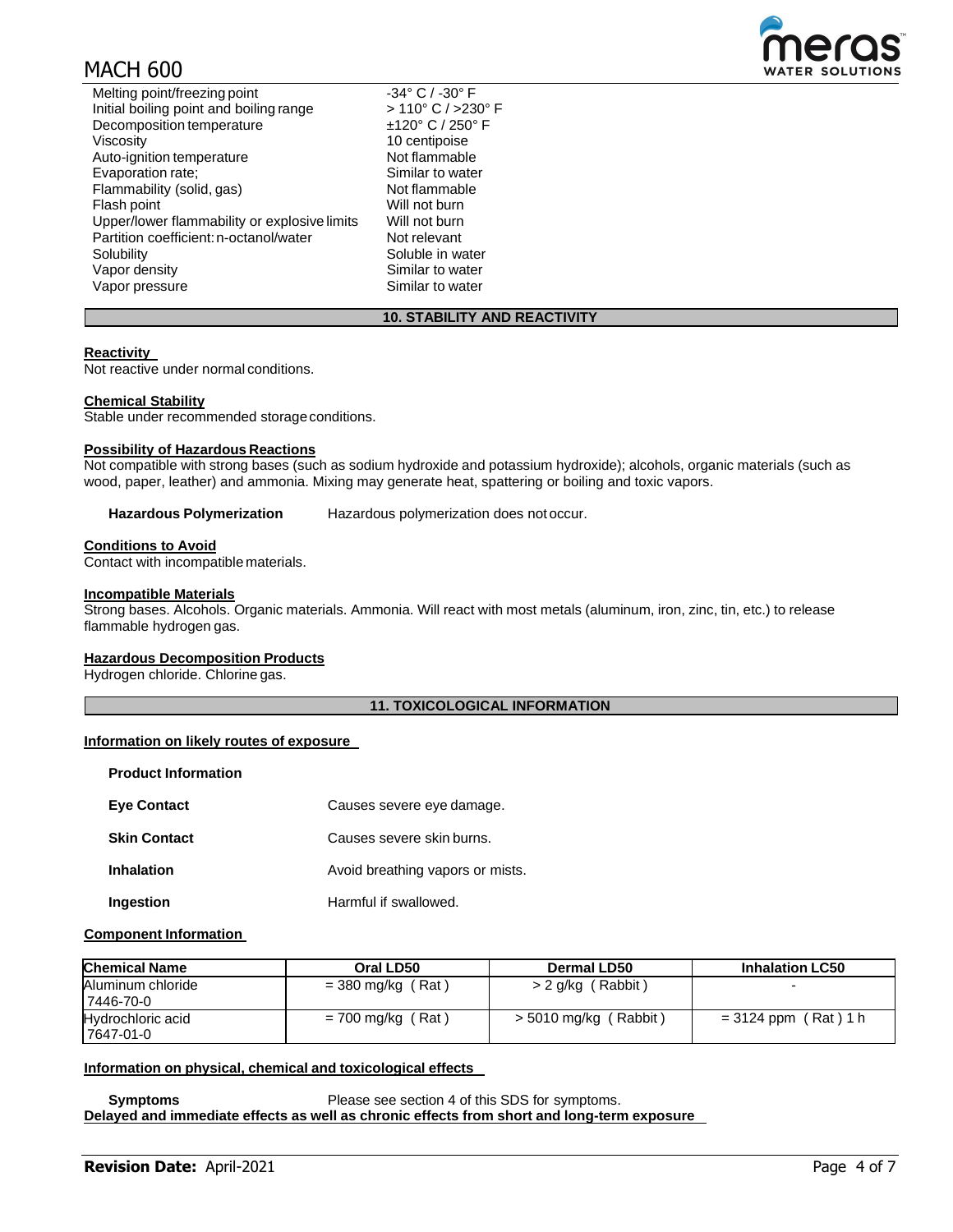| | |
|---|---|
| Melting point/freezing point | -34° C / -30° F |
| Initial boiling point and boiling range | > 110° C / >230° F |
| Decomposition temperature | ±120° C / 250° F |
| Viscosity | 10 centipoise |
| Auto-ignition temperature | Not flammable |
| Evaporation rate; | Similar to water |
| Flammability (solid, gas) | Not flammable |
| Flash point | Will not burn |
| Upper/lower flammability or explosive limits | Will not burn |
| Partition coefficient: n-octanol/water | Not relevant |
| Solubility | Soluble in water |
| Vapor density | Similar to water |
| Vapor pressure | Similar to water |

## 10. STABILITY AND REACTIVITY

**Reactivity**

Not reactive under normal conditions.

**Chemical Stability**

Stable under recommended storage conditions.

**Possibility of Hazardous Reactions**

Not compatible with strong bases (such as sodium hydroxide and potassium hydroxide); alcohols, organic materials (such as wood, paper, leather) and ammonia. Mixing may generate heat, spattering or boiling and toxic vapors.

**Hazardous Polymerization** Hazardous polymerization does not occur.

**Conditions to Avoid**

Contact with incompatible materials.

**Incompatible Materials**

Strong bases. Alcohols. Organic materials. Ammonia. Will react with most metals (aluminum, iron, zinc, tin, etc.) to release flammable hydrogen gas.

**Hazardous Decomposition Products**

Hydrogen chloride. Chlorine gas.

## 11. TOXICOLOGICAL INFORMATION

**Information on likely routes of exposure**

**Product Information**

| | |
|---|---|
| **Eye Contact** | Causes severe eye damage. |
| **Skin Contact** | Causes severe skin burns. |
| **Inhalation** | Avoid breathing vapors or mists. |
| **Ingestion** | Harmful if swallowed. |

**Component Information**

| Chemical Name | Oral LD50 | Dermal LD50 | Inhalation LC50 |
|---|---|---|---|
| Aluminum chloride 7446-70-0 | = 380 mg/kg ( Rat ) | > 2 g/kg ( Rabbit ) | - |
| Hydrochloric acid 7647-01-0 | = 700 mg/kg ( Rat ) | > 5010 mg/kg ( Rabbit ) | = 3124 ppm ( Rat ) 1 h |

**Information on physical, chemical and toxicological effects**

**Symptoms** Please see section 4 of this SDS for symptoms.

**Delayed and immediate effects as well as chronic effects from short and long-term exposure**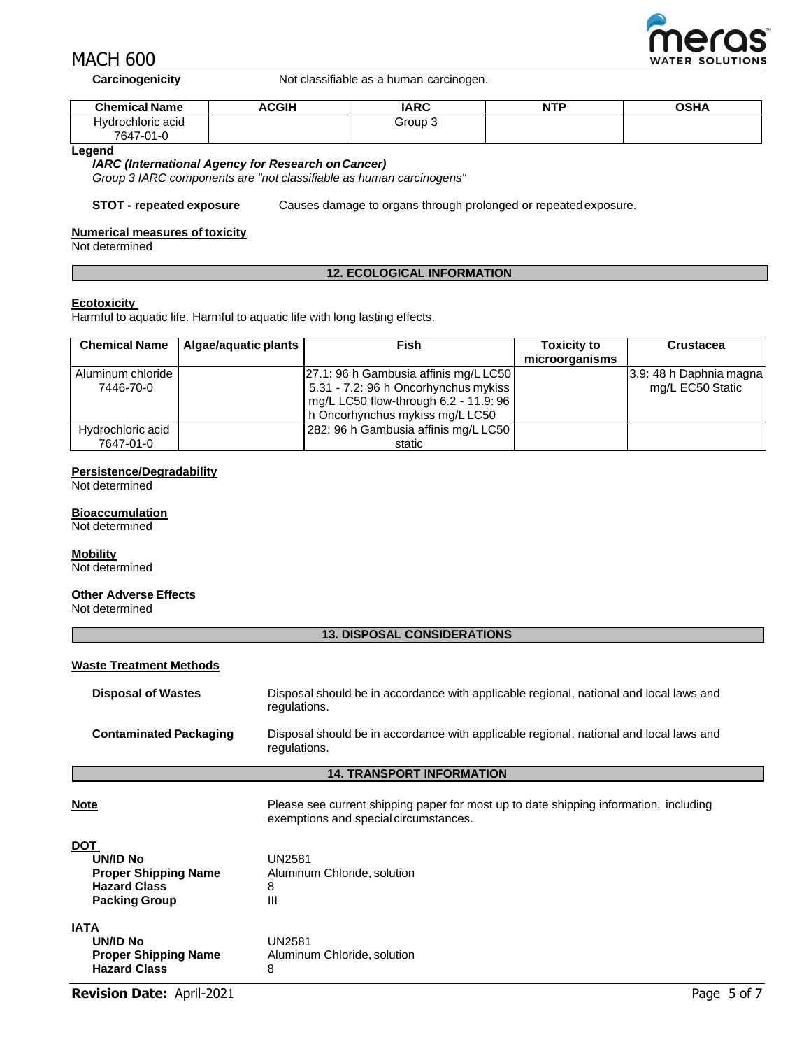**Carcinogenicity** Not classifiable as a human carcinogen.

| Chemical Name | ACGIH | IARC | NTP | OSHA |
|---|---|---|---|---|
| Hydrochloric acid 7647-01-0 | | Group 3 | | |

**Legend**

***IARC (International Agency for Research on Cancer)***

*Group 3 IARC components are "not classifiable as human carcinogens"*

**STOT - repeated exposure** Causes damage to organs through prolonged or repeated exposure.

**Numerical measures of toxicity**

Not determined

## 12. ECOLOGICAL INFORMATION

**Ecotoxicity**

Harmful to aquatic life. Harmful to aquatic life with long lasting effects.

| Chemical Name | Algae/aquatic plants | Fish | Toxicity to microorganisms | Crustacea |
|---|---|---|---|---|
| Aluminum chloride 7446-70-0 | | 27.1: 96 h Gambusia affinis mg/L LC50 5.31 - 7.2: 96 h Oncorhynchus mykiss mg/L LC50 flow-through 6.2 - 11.9: 96 h Oncorhynchus mykiss mg/L LC50 | | 3.9: 48 h Daphnia magna mg/L EC50 Static |
| Hydrochloric acid 7647-01-0 | | 282: 96 h Gambusia affinis mg/L LC50 static | | |

**Persistence/Degradability**

Not determined

**Bioaccumulation**

Not determined

**Mobility**

Not determined

**Other Adverse Effects**

Not determined

## 13. DISPOSAL CONSIDERATIONS

**Waste Treatment Methods**

**Disposal of Wastes** Disposal should be in accordance with applicable regional, national and local laws and regulations.

**Contaminated Packaging** Disposal should be in accordance with applicable regional, national and local laws and regulations.

## 14. TRANSPORT INFORMATION

**Note** Please see current shipping paper for most up to date shipping information, including exemptions and special circumstances.

**DOT**

**UN/ID No** UN2581

**Proper Shipping Name** Aluminum Chloride, solution

**Hazard Class** 8

**Packing Group** III

**IATA**

**UN/ID No** UN2581

**Proper Shipping Name** Aluminum Chloride, solution

**Hazard Class** 8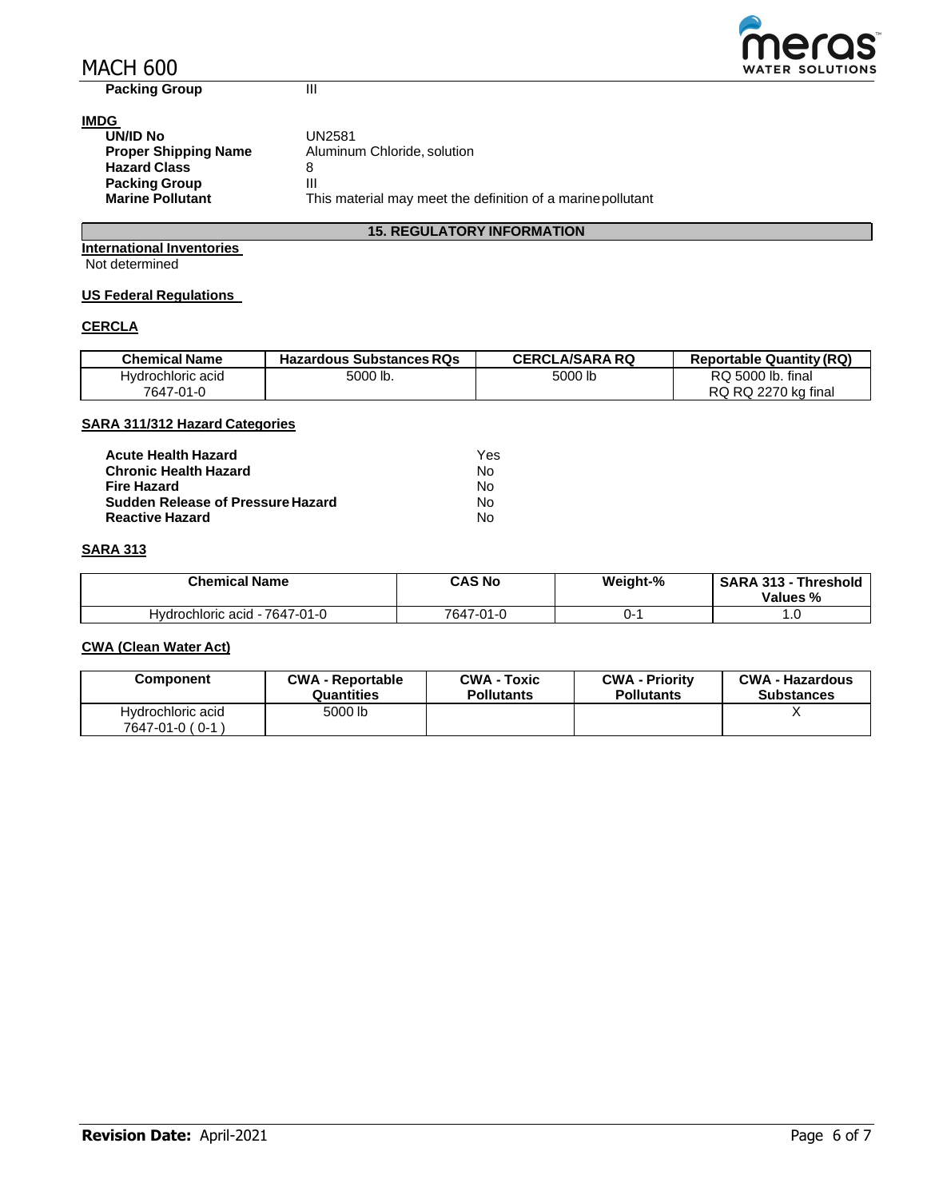**Packing Group** III

**IMDG**

**UN/ID No** UN2581
**Proper Shipping Name** Aluminum Chloride, solution
**Hazard Class** 8
**Packing Group** III
**Marine Pollutant** This material may meet the definition of a marine pollutant

## 15. REGULATORY INFORMATION

**International Inventories**
Not determined

**US Federal Regulations**

**CERCLA**

| Chemical Name | Hazardous Substances RQs | CERCLA/SARA RQ | Reportable Quantity (RQ) |
|---|---|---|---|
| Hydrochloric acid 7647-01-0 | 5000 lb. | 5000 lb | RQ 5000 lb. final RQ RQ 2270 kg final |

**SARA 311/312 Hazard Categories**

| | |
|---|---|
| **Acute Health Hazard** | Yes |
| **Chronic Health Hazard** | No |
| **Fire Hazard** | No |
| **Sudden Release of Pressure Hazard** | No |
| **Reactive Hazard** | No |

**SARA 313**

| Chemical Name | CAS No | Weight-% | SARA 313 - Threshold Values % |
|---|---|---|---|
| Hydrochloric acid - 7647-01-0 | 7647-01-0 | 0-1 | 1.0 |

**CWA (Clean Water Act)**

| Component | CWA - Reportable Quantities | CWA - Toxic Pollutants | CWA - Priority Pollutants | CWA - Hazardous Substances |
|---|---|---|---|---|
| Hydrochloric acid 7647-01-0 ( 0-1 ) | 5000 lb | | | X |

**Revision Date:** April-2021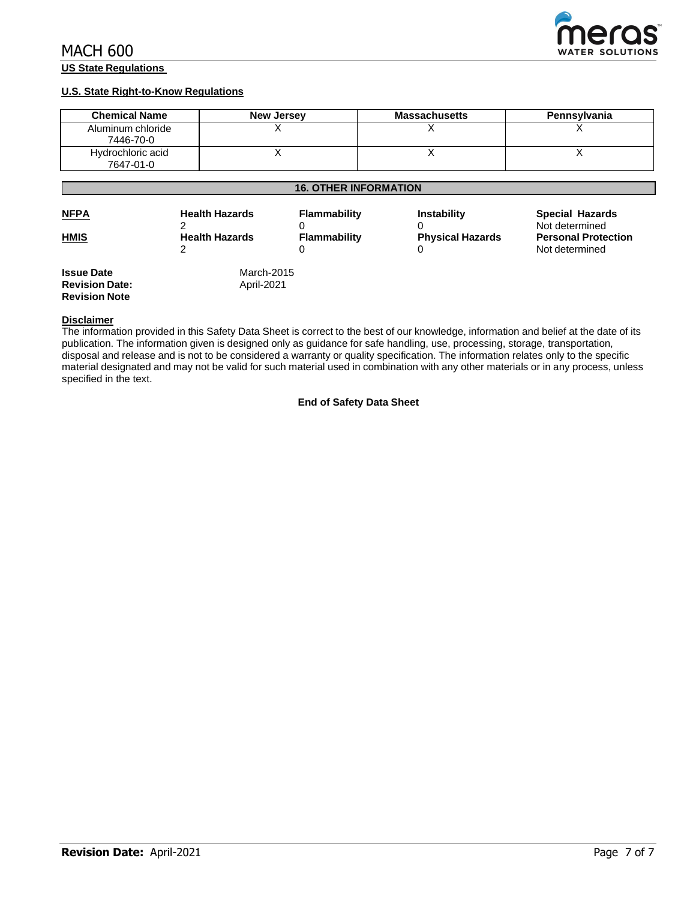**US State Regulations**

**U.S. State Right-to-Know Regulations**

| Chemical Name | New Jersey | Massachusetts | Pennsylvania |
|---|---|---|---|
| Aluminum chloride 7446-70-0 | X | X | X |
| Hydrochloric acid 7647-01-0 | X | X | X |

## 16. OTHER INFORMATION

| | | | | |
|---|---|---|---|---|
| **NFPA** | **Health Hazards** 2 | **Flammability** 0 | **Instability** 0 | **Special Hazards** Not determined |
| **HMIS** | **Health Hazards** 2 | **Flammability** 0 | **Physical Hazards** 0 | **Personal Protection** Not determined |

**Issue Date** March-2015
**Revision Date:** April-2021
**Revision Note**

**Disclaimer**

The information provided in this Safety Data Sheet is correct to the best of our knowledge, information and belief at the date of its publication. The information given is designed only as guidance for safe handling, use, processing, storage, transportation, disposal and release and is not to be considered a warranty or quality specification. The information relates only to the specific material designated and may not be valid for such material used in combination with any other materials or in any process, unless specified in the text.

**End of Safety Data Sheet**